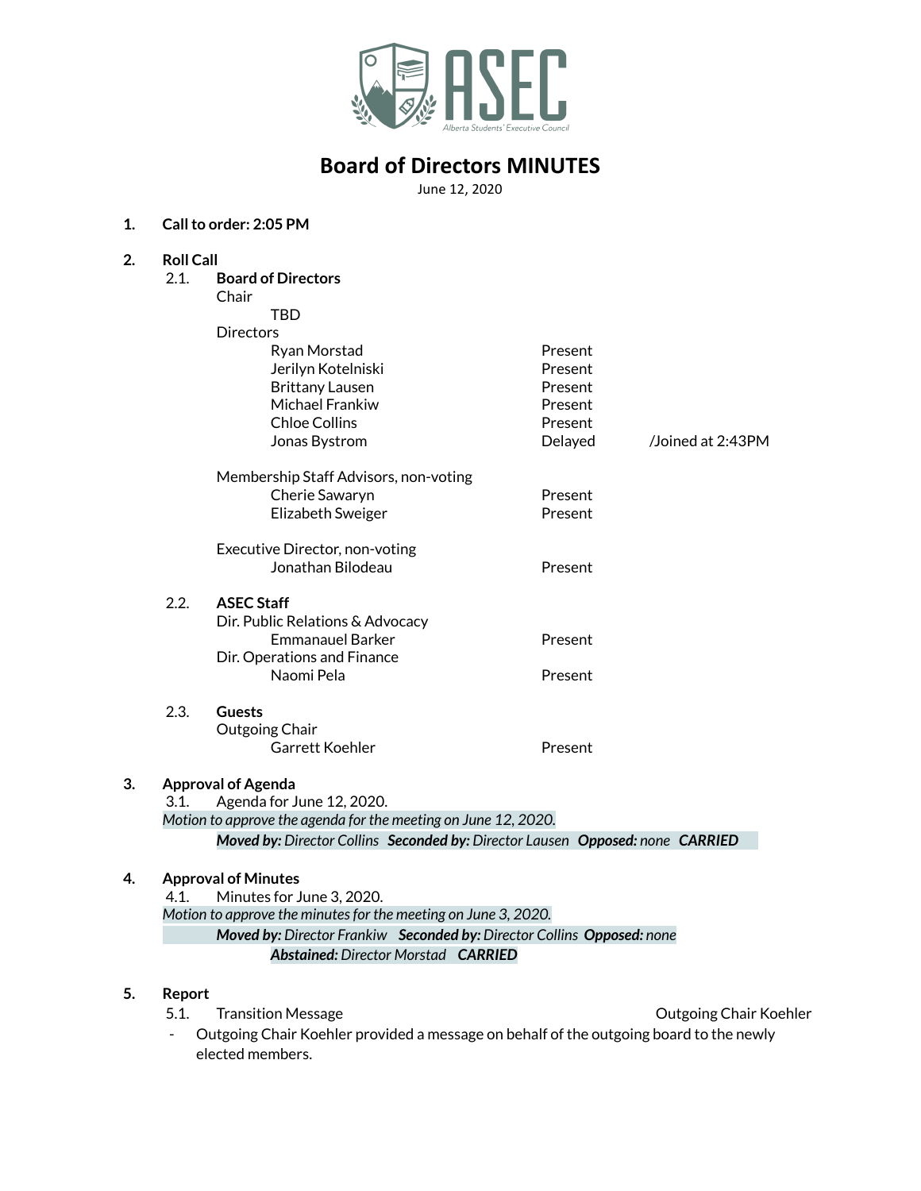ASEC

Alberta Students' Executive Council

# Board of Directors MINUTES

June 12, 2020

**1. Call to order: 2:05 PM**

**2. Roll Call**

2.1. **Board of Directors**

Chair

TBD

Directors

| Name | Status | Note |
|---|---|---|
| Ryan Morstad | Present | |
| Jerilyn Kotelniski | Present | |
| Brittany Lausen | Present | |
| Michael Frankiw | Present | |
| Chloe Collins | Present | |
| Jonas Bystrom | Delayed | /Joined at 2:43PM |

Membership Staff Advisors, non-voting

| Name | Status |
|---|---|
| Cherie Sawaryn | Present |
| Elizabeth Sweiger | Present |

Executive Director, non-voting

| Name | Status |
|---|---|
| Jonathan Bilodeau | Present |

2.2. **ASEC Staff**

Dir. Public Relations & Advocacy

| Name | Status |
|---|---|
| Emmanauel Barker | Present |

Dir. Operations and Finance

| Name | Status |
|---|---|
| Naomi Pela | Present |

2.3. **Guests**

Outgoing Chair

| Name | Status |
|---|---|
| Garrett Koehler | Present |

**3. Approval of Agenda**

3.1. Agenda for June 12, 2020.

*Motion to approve the agenda for the meeting on June 12, 2020.*

***Moved by:** Director Collins* ***Seconded by:** Director Lausen* ***Opposed:** none* ***CARRIED***

**4. Approval of Minutes**

4.1. Minutes for June 3, 2020.

*Motion to approve the minutes for the meeting on June 3, 2020.*

***Moved by:** Director Frankiw* ***Seconded by:** Director Collins* ***Opposed:** none*

***Abstained:** Director Morstad* ***CARRIED***

**5. Report**

5.1. Transition Message — Outgoing Chair Koehler

- Outgoing Chair Koehler provided a message on behalf of the outgoing board to the newly elected members.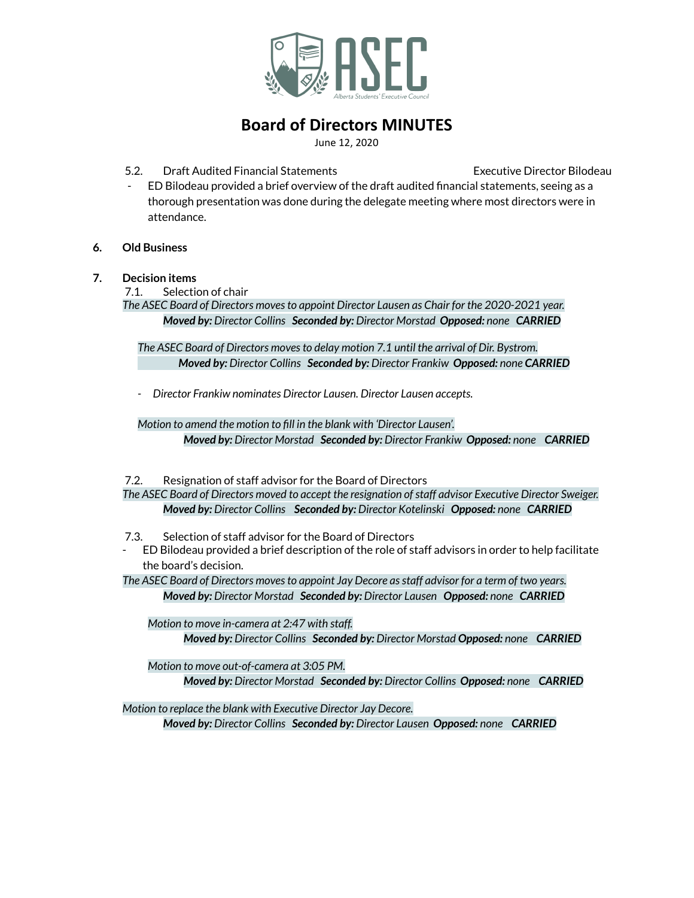# Board of Directors MINUTES

June 12, 2020

5.2. Draft Audited Financial Statements — Executive Director Bilodeau

- ED Bilodeau provided a brief overview of the draft audited financial statements, seeing as a thorough presentation was done during the delegate meeting where most directors were in attendance.

**6. Old Business**

**7. Decision items**

7.1. Selection of chair

*The ASEC Board of Directors moves to appoint Director Lausen as Chair for the 2020-2021 year.*
***Moved by:*** *Director Collins* ***Seconded by:*** *Director Morstad* ***Opposed:*** *none* ***CARRIED***

*The ASEC Board of Directors moves to delay motion 7.1 until the arrival of Dir. Bystrom.*
***Moved by:*** *Director Collins* ***Seconded by:*** *Director Frankiw* ***Opposed:*** *none* ***CARRIED***

- *Director Frankiw nominates Director Lausen. Director Lausen accepts.*

*Motion to amend the motion to fill in the blank with 'Director Lausen'.*
***Moved by:*** *Director Morstad* ***Seconded by:*** *Director Frankiw* ***Opposed:*** *none* ***CARRIED***

7.2. Resignation of staff advisor for the Board of Directors

*The ASEC Board of Directors moved to accept the resignation of staff advisor Executive Director Sweiger.*
***Moved by:*** *Director Collins* ***Seconded by:*** *Director Kotelinski* ***Opposed:*** *none* ***CARRIED***

7.3. Selection of staff advisor for the Board of Directors

- ED Bilodeau provided a brief description of the role of staff advisors in order to help facilitate the board's decision.

*The ASEC Board of Directors moves to appoint Jay Decore as staff advisor for a term of two years.*
***Moved by:*** *Director Morstad* ***Seconded by:*** *Director Lausen* ***Opposed:*** *none* ***CARRIED***

*Motion to move in-camera at 2:47 with staff.*
***Moved by:*** *Director Collins* ***Seconded by:*** *Director Morstad* ***Opposed:*** *none* ***CARRIED***

*Motion to move out-of-camera at 3:05 PM.*
***Moved by:*** *Director Morstad* ***Seconded by:*** *Director Collins* ***Opposed:*** *none* ***CARRIED***

*Motion to replace the blank with Executive Director Jay Decore.*
***Moved by:*** *Director Collins* ***Seconded by:*** *Director Lausen* ***Opposed:*** *none* ***CARRIED***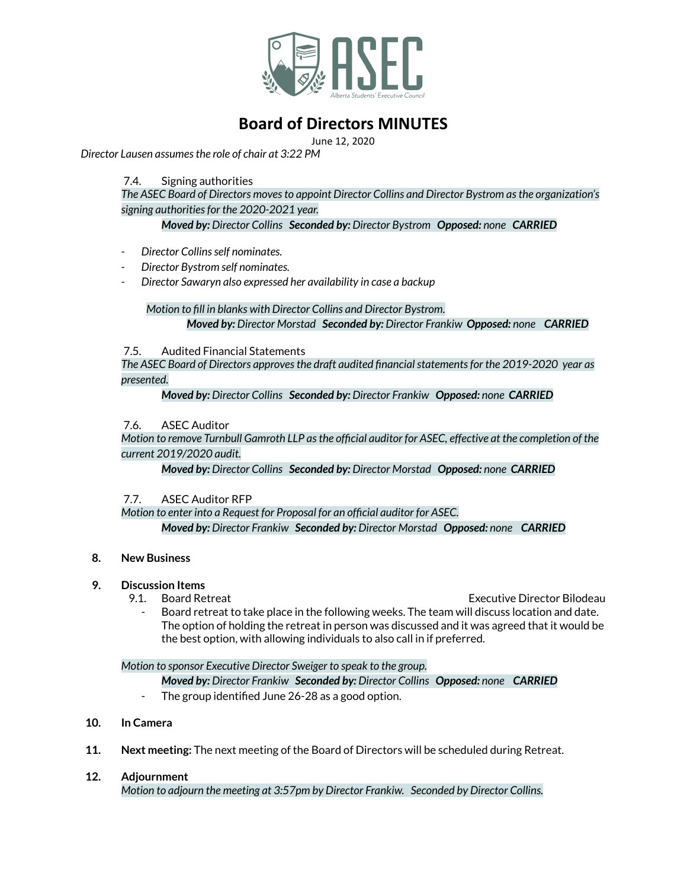# Board of Directors MINUTES

June 12, 2020

*Director Lausen assumes the role of chair at 3:22 PM*

7.4. Signing authorities

*The ASEC Board of Directors moves to appoint Director Collins and Director Bystrom as the organization's signing authorities for the 2020-2021 year.*

***Moved by:** Director Collins **Seconded by:** Director Bystrom **Opposed:** none **CARRIED***

- *Director Collins self nominates.*
- *Director Bystrom self nominates.*
- *Director Sawaryn also expressed her availability in case a backup*

*Motion to fill in blanks with Director Collins and Director Bystrom.*

***Moved by:** Director Morstad **Seconded by:** Director Frankiw **Opposed:** none **CARRIED***

7.5. Audited Financial Statements

*The ASEC Board of Directors approves the draft audited financial statements for the 2019-2020 year as presented.*

***Moved by:** Director Collins **Seconded by:** Director Frankiw **Opposed:** none **CARRIED***

7.6. ASEC Auditor

*Motion to remove Turnbull Gamroth LLP as the official auditor for ASEC, effective at the completion of the current 2019/2020 audit.*

***Moved by:** Director Collins **Seconded by:** Director Morstad **Opposed:** none **CARRIED***

7.7. ASEC Auditor RFP

*Motion to enter into a Request for Proposal for an official auditor for ASEC.*

***Moved by:** Director Frankiw **Seconded by:** Director Morstad **Opposed:** none **CARRIED***

**8. New Business**

**9. Discussion Items**

9.1. Board Retreat — Executive Director Bilodeau

- Board retreat to take place in the following weeks. The team will discuss location and date. The option of holding the retreat in person was discussed and it was agreed that it would be the best option, with allowing individuals to also call in if preferred.

*Motion to sponsor Executive Director Sweiger to speak to the group.*

***Moved by:** Director Frankiw **Seconded by:** Director Collins **Opposed:** none **CARRIED***

- The group identified June 26-28 as a good option.

**10. In Camera**

**11. Next meeting:** The next meeting of the Board of Directors will be scheduled during Retreat.

**12. Adjournment**

*Motion to adjourn the meeting at 3:57pm by Director Frankiw. Seconded by Director Collins.*